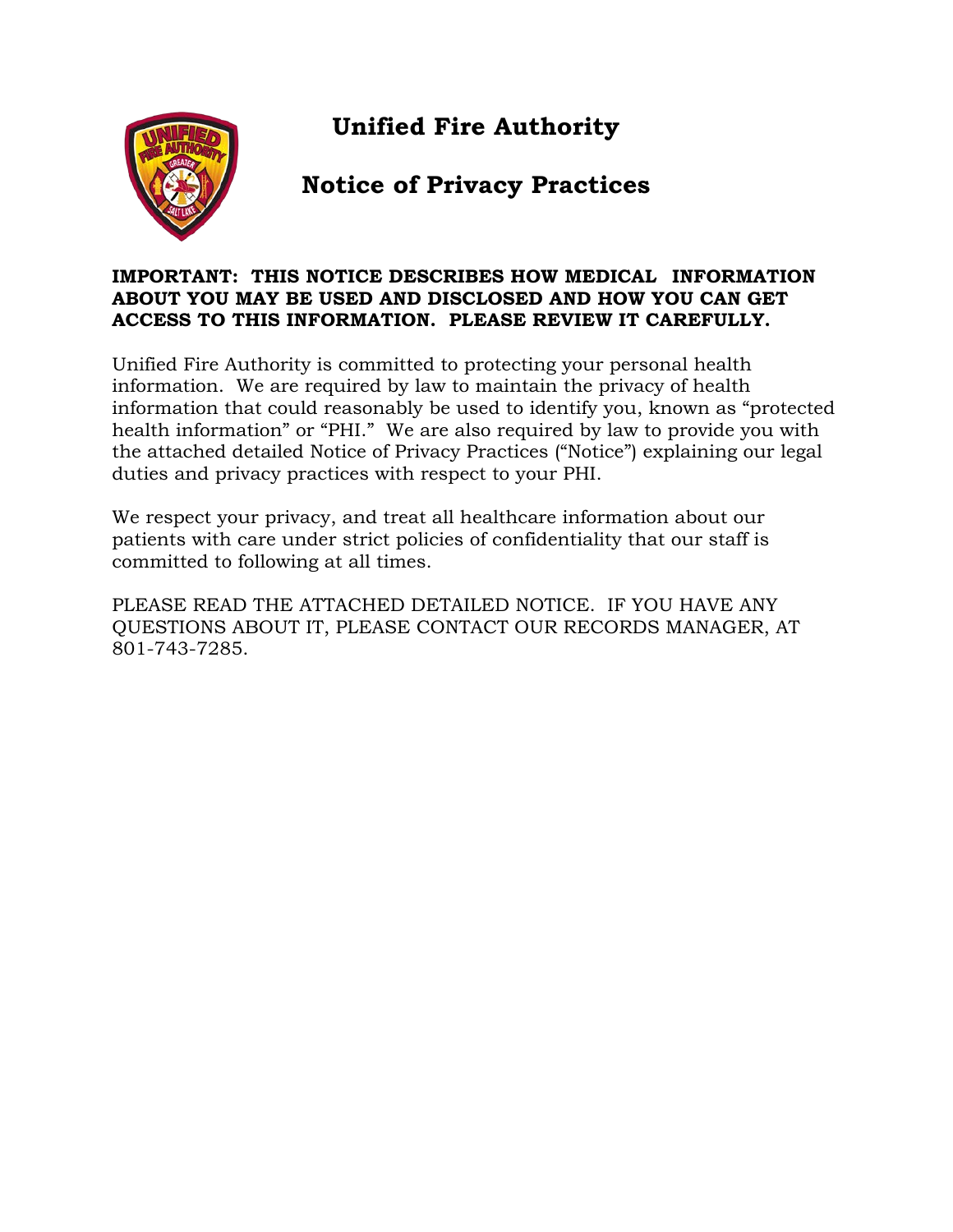# Unified Fire Authority

## Notice of Privacy Practices

**IMPORTANT: THIS NOTICE DESCRIBES HOW MEDICAL INFORMATION ABOUT YOU MAY BE USED AND DISCLOSED AND HOW YOU CAN GET ACCESS TO THIS INFORMATION. PLEASE REVIEW IT CAREFULLY.**

Unified Fire Authority is committed to protecting your personal health information. We are required by law to maintain the privacy of health information that could reasonably be used to identify you, known as "protected health information" or "PHI." We are also required by law to provide you with the attached detailed Notice of Privacy Practices ("Notice") explaining our legal duties and privacy practices with respect to your PHI.

We respect your privacy, and treat all healthcare information about our patients with care under strict policies of confidentiality that our staff is committed to following at all times.

PLEASE READ THE ATTACHED DETAILED NOTICE. IF YOU HAVE ANY QUESTIONS ABOUT IT, PLEASE CONTACT OUR RECORDS MANAGER, AT 801-743-7285.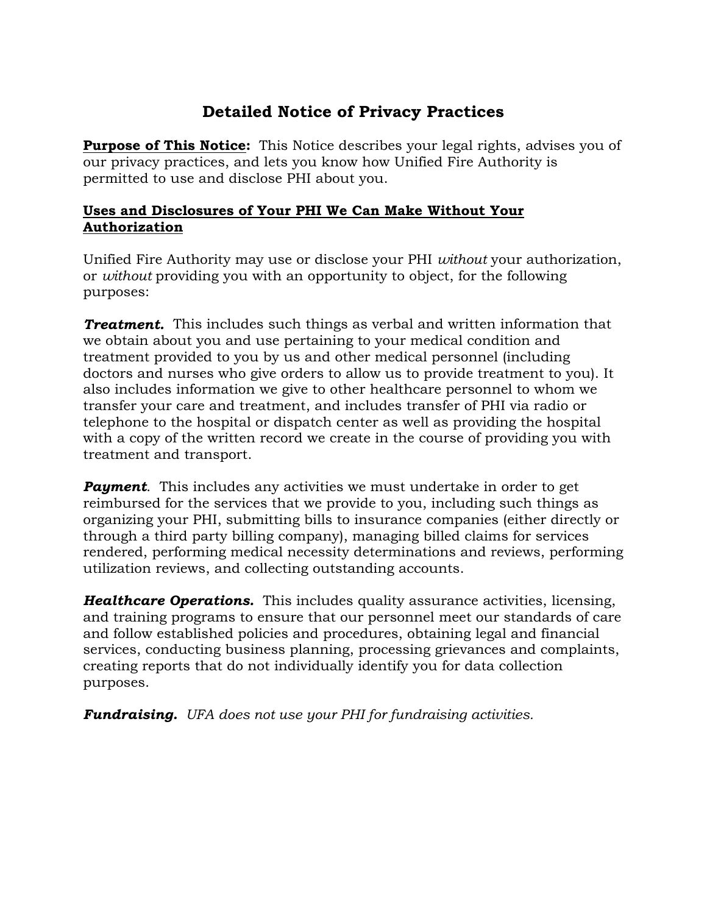# Detailed Notice of Privacy Practices

**Purpose of This Notice:** This Notice describes your legal rights, advises you of our privacy practices, and lets you know how Unified Fire Authority is permitted to use and disclose PHI about you.

## Uses and Disclosures of Your PHI We Can Make Without Your Authorization

Unified Fire Authority may use or disclose your PHI *without* your authorization, or *without* providing you with an opportunity to object, for the following purposes:

***Treatment.*** This includes such things as verbal and written information that we obtain about you and use pertaining to your medical condition and treatment provided to you by us and other medical personnel (including doctors and nurses who give orders to allow us to provide treatment to you). It also includes information we give to other healthcare personnel to whom we transfer your care and treatment, and includes transfer of PHI via radio or telephone to the hospital or dispatch center as well as providing the hospital with a copy of the written record we create in the course of providing you with treatment and transport.

***Payment***. This includes any activities we must undertake in order to get reimbursed for the services that we provide to you, including such things as organizing your PHI, submitting bills to insurance companies (either directly or through a third party billing company), managing billed claims for services rendered, performing medical necessity determinations and reviews, performing utilization reviews, and collecting outstanding accounts.

***Healthcare Operations.*** This includes quality assurance activities, licensing, and training programs to ensure that our personnel meet our standards of care and follow established policies and procedures, obtaining legal and financial services, conducting business planning, processing grievances and complaints, creating reports that do not individually identify you for data collection purposes.

***Fundraising.*** *UFA does not use your PHI for fundraising activities.*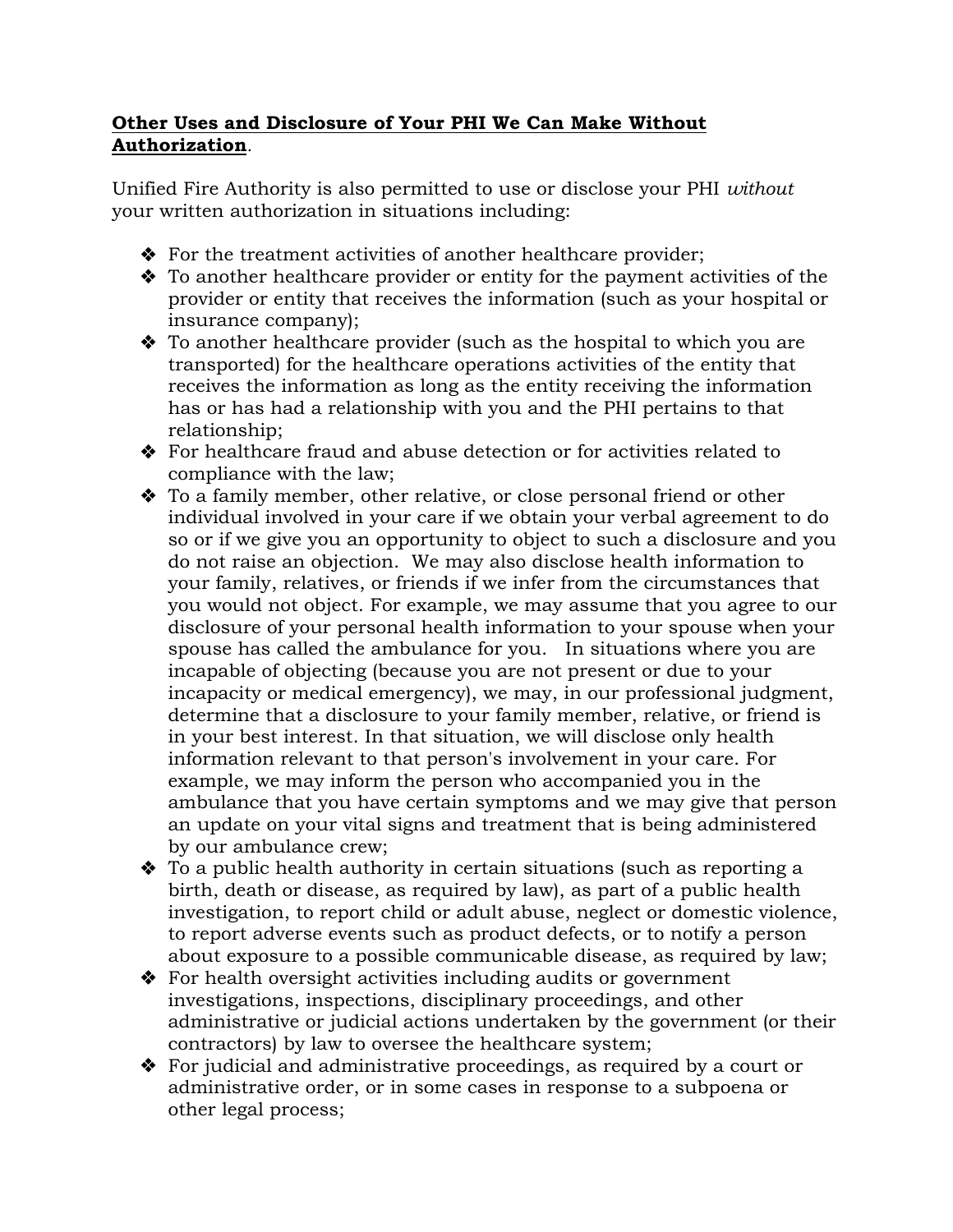**Other Uses and Disclosure of Your PHI We Can Make Without Authorization**.

Unified Fire Authority is also permitted to use or disclose your PHI *without* your written authorization in situations including:

- For the treatment activities of another healthcare provider;
- To another healthcare provider or entity for the payment activities of the provider or entity that receives the information (such as your hospital or insurance company);
- To another healthcare provider (such as the hospital to which you are transported) for the healthcare operations activities of the entity that receives the information as long as the entity receiving the information has or has had a relationship with you and the PHI pertains to that relationship;
- For healthcare fraud and abuse detection or for activities related to compliance with the law;
- To a family member, other relative, or close personal friend or other individual involved in your care if we obtain your verbal agreement to do so or if we give you an opportunity to object to such a disclosure and you do not raise an objection. We may also disclose health information to your family, relatives, or friends if we infer from the circumstances that you would not object. For example, we may assume that you agree to our disclosure of your personal health information to your spouse when your spouse has called the ambulance for you. In situations where you are incapable of objecting (because you are not present or due to your incapacity or medical emergency), we may, in our professional judgment, determine that a disclosure to your family member, relative, or friend is in your best interest. In that situation, we will disclose only health information relevant to that person's involvement in your care. For example, we may inform the person who accompanied you in the ambulance that you have certain symptoms and we may give that person an update on your vital signs and treatment that is being administered by our ambulance crew;
- To a public health authority in certain situations (such as reporting a birth, death or disease, as required by law), as part of a public health investigation, to report child or adult abuse, neglect or domestic violence, to report adverse events such as product defects, or to notify a person about exposure to a possible communicable disease, as required by law;
- For health oversight activities including audits or government investigations, inspections, disciplinary proceedings, and other administrative or judicial actions undertaken by the government (or their contractors) by law to oversee the healthcare system;
- For judicial and administrative proceedings, as required by a court or administrative order, or in some cases in response to a subpoena or other legal process;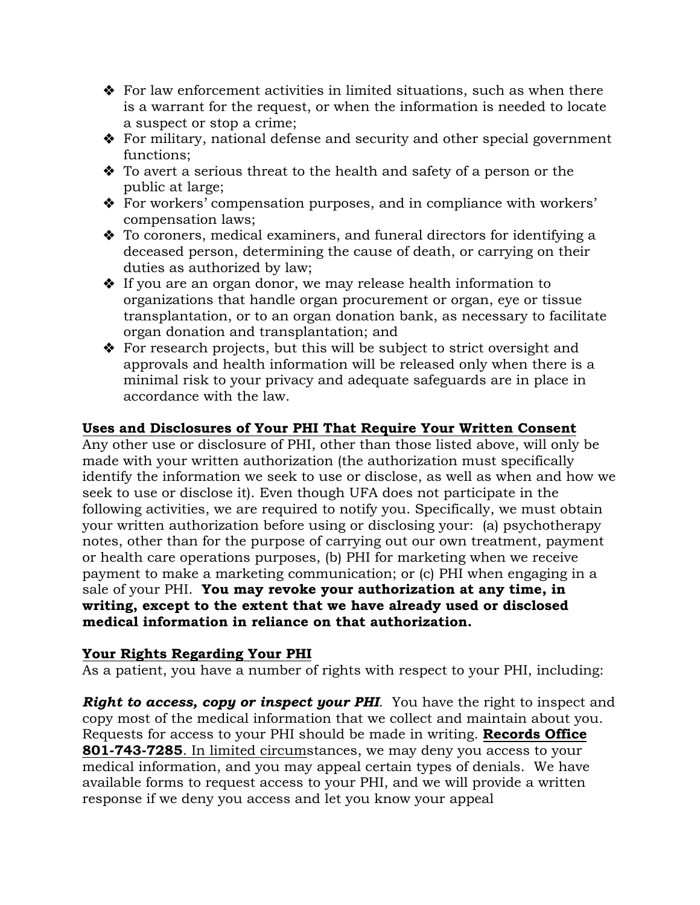- For law enforcement activities in limited situations, such as when there is a warrant for the request, or when the information is needed to locate a suspect or stop a crime;
- For military, national defense and security and other special government functions;
- To avert a serious threat to the health and safety of a person or the public at large;
- For workers' compensation purposes, and in compliance with workers' compensation laws;
- To coroners, medical examiners, and funeral directors for identifying a deceased person, determining the cause of death, or carrying on their duties as authorized by law;
- If you are an organ donor, we may release health information to organizations that handle organ procurement or organ, eye or tissue transplantation, or to an organ donation bank, as necessary to facilitate organ donation and transplantation; and
- For research projects, but this will be subject to strict oversight and approvals and health information will be released only when there is a minimal risk to your privacy and adequate safeguards are in place in accordance with the law.

**Uses and Disclosures of Your PHI That Require Your Written Consent**

Any other use or disclosure of PHI, other than those listed above, will only be made with your written authorization (the authorization must specifically identify the information we seek to use or disclose, as well as when and how we seek to use or disclose it). Even though UFA does not participate in the following activities, we are required to notify you. Specifically, we must obtain your written authorization before using or disclosing your: (a) psychotherapy notes, other than for the purpose of carrying out our own treatment, payment or health care operations purposes, (b) PHI for marketing when we receive payment to make a marketing communication; or (c) PHI when engaging in a sale of your PHI. **You may revoke your authorization at any time, in writing, except to the extent that we have already used or disclosed medical information in reliance on that authorization.**

**Your Rights Regarding Your PHI**

As a patient, you have a number of rights with respect to your PHI, including:

***Right to access, copy or inspect your PHI***. You have the right to inspect and copy most of the medical information that we collect and maintain about you. Requests for access to your PHI should be made in writing. **Records Office 801-743-7285**. In limited circumstances, we may deny you access to your medical information, and you may appeal certain types of denials. We have available forms to request access to your PHI, and we will provide a written response if we deny you access and let you know your appeal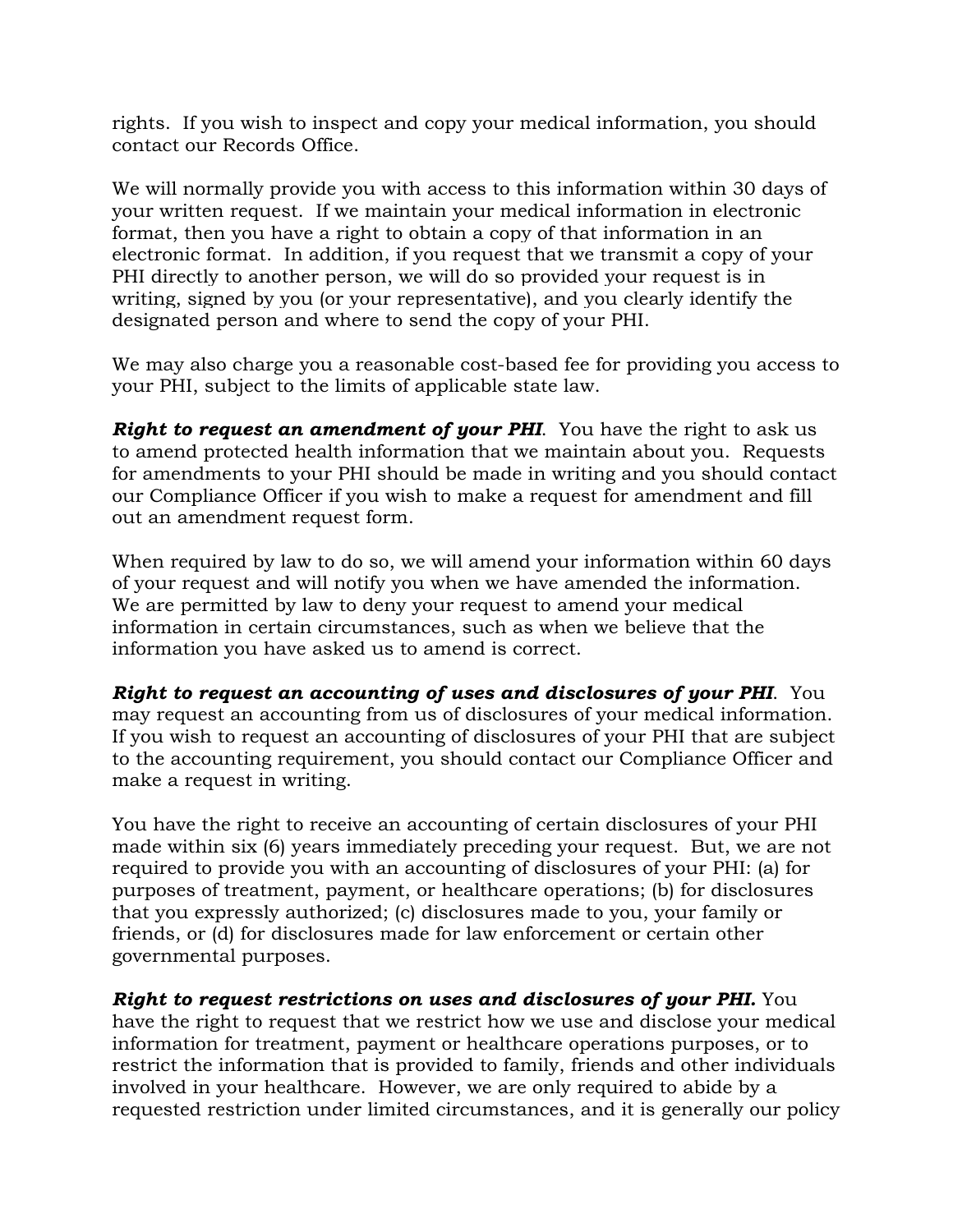rights. If you wish to inspect and copy your medical information, you should contact our Records Office.

We will normally provide you with access to this information within 30 days of your written request. If we maintain your medical information in electronic format, then you have a right to obtain a copy of that information in an electronic format. In addition, if you request that we transmit a copy of your PHI directly to another person, we will do so provided your request is in writing, signed by you (or your representative), and you clearly identify the designated person and where to send the copy of your PHI.

We may also charge you a reasonable cost-based fee for providing you access to your PHI, subject to the limits of applicable state law.

***Right to request an amendment of your PHI***. You have the right to ask us to amend protected health information that we maintain about you. Requests for amendments to your PHI should be made in writing and you should contact our Compliance Officer if you wish to make a request for amendment and fill out an amendment request form.

When required by law to do so, we will amend your information within 60 days of your request and will notify you when we have amended the information. We are permitted by law to deny your request to amend your medical information in certain circumstances, such as when we believe that the information you have asked us to amend is correct.

***Right to request an accounting of uses and disclosures of your PHI***. You may request an accounting from us of disclosures of your medical information. If you wish to request an accounting of disclosures of your PHI that are subject to the accounting requirement, you should contact our Compliance Officer and make a request in writing.

You have the right to receive an accounting of certain disclosures of your PHI made within six (6) years immediately preceding your request. But, we are not required to provide you with an accounting of disclosures of your PHI: (a) for purposes of treatment, payment, or healthcare operations; (b) for disclosures that you expressly authorized; (c) disclosures made to you, your family or friends, or (d) for disclosures made for law enforcement or certain other governmental purposes.

***Right to request restrictions on uses and disclosures of your PHI.*** You have the right to request that we restrict how we use and disclose your medical information for treatment, payment or healthcare operations purposes, or to restrict the information that is provided to family, friends and other individuals involved in your healthcare. However, we are only required to abide by a requested restriction under limited circumstances, and it is generally our policy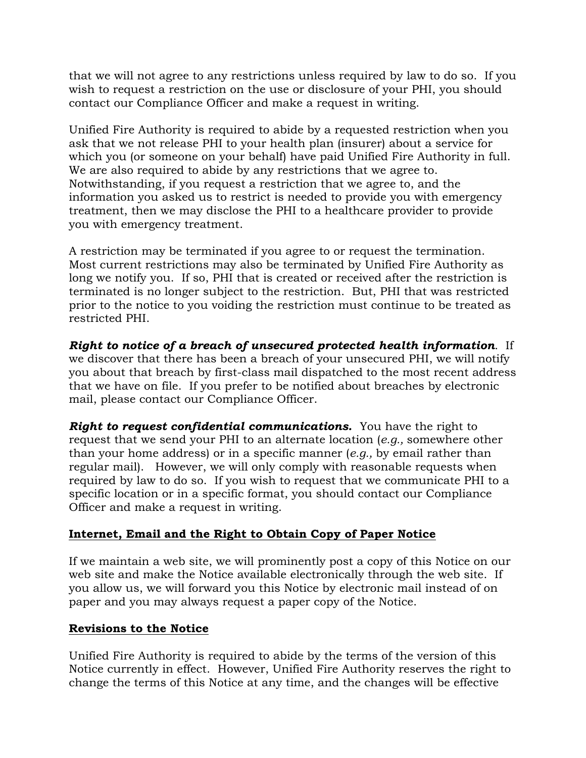that we will not agree to any restrictions unless required by law to do so. If you wish to request a restriction on the use or disclosure of your PHI, you should contact our Compliance Officer and make a request in writing.

Unified Fire Authority is required to abide by a requested restriction when you ask that we not release PHI to your health plan (insurer) about a service for which you (or someone on your behalf) have paid Unified Fire Authority in full. We are also required to abide by any restrictions that we agree to. Notwithstanding, if you request a restriction that we agree to, and the information you asked us to restrict is needed to provide you with emergency treatment, then we may disclose the PHI to a healthcare provider to provide you with emergency treatment.

A restriction may be terminated if you agree to or request the termination. Most current restrictions may also be terminated by Unified Fire Authority as long we notify you. If so, PHI that is created or received after the restriction is terminated is no longer subject to the restriction. But, PHI that was restricted prior to the notice to you voiding the restriction must continue to be treated as restricted PHI.

***Right to notice of a breach of unsecured protected health information***. If we discover that there has been a breach of your unsecured PHI, we will notify you about that breach by first-class mail dispatched to the most recent address that we have on file. If you prefer to be notified about breaches by electronic mail, please contact our Compliance Officer.

***Right to request confidential communications.*** You have the right to request that we send your PHI to an alternate location (*e.g.,* somewhere other than your home address) or in a specific manner (*e.g.,* by email rather than regular mail). However, we will only comply with reasonable requests when required by law to do so. If you wish to request that we communicate PHI to a specific location or in a specific format, you should contact our Compliance Officer and make a request in writing.

## Internet, Email and the Right to Obtain Copy of Paper Notice

If we maintain a web site, we will prominently post a copy of this Notice on our web site and make the Notice available electronically through the web site. If you allow us, we will forward you this Notice by electronic mail instead of on paper and you may always request a paper copy of the Notice.

## Revisions to the Notice

Unified Fire Authority is required to abide by the terms of the version of this Notice currently in effect. However, Unified Fire Authority reserves the right to change the terms of this Notice at any time, and the changes will be effective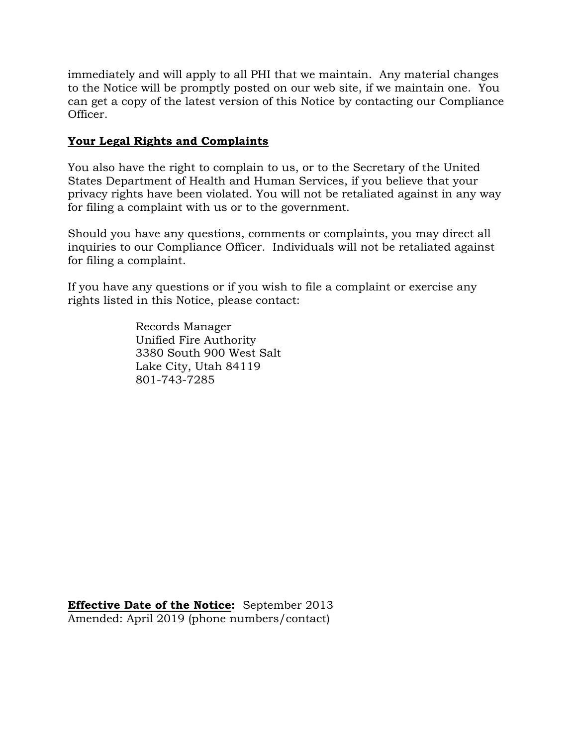immediately and will apply to all PHI that we maintain. Any material changes to the Notice will be promptly posted on our web site, if we maintain one. You can get a copy of the latest version of this Notice by contacting our Compliance Officer.

**Your Legal Rights and Complaints**

You also have the right to complain to us, or to the Secretary of the United States Department of Health and Human Services, if you believe that your privacy rights have been violated. You will not be retaliated against in any way for filing a complaint with us or to the government.

Should you have any questions, comments or complaints, you may direct all inquiries to our Compliance Officer. Individuals will not be retaliated against for filing a complaint.

If you have any questions or if you wish to file a complaint or exercise any rights listed in this Notice, please contact:

Records Manager
Unified Fire Authority
3380 South 900 West Salt
Lake City, Utah 84119
801-743-7285

**Effective Date of the Notice:** September 2013
Amended: April 2019 (phone numbers/contact)